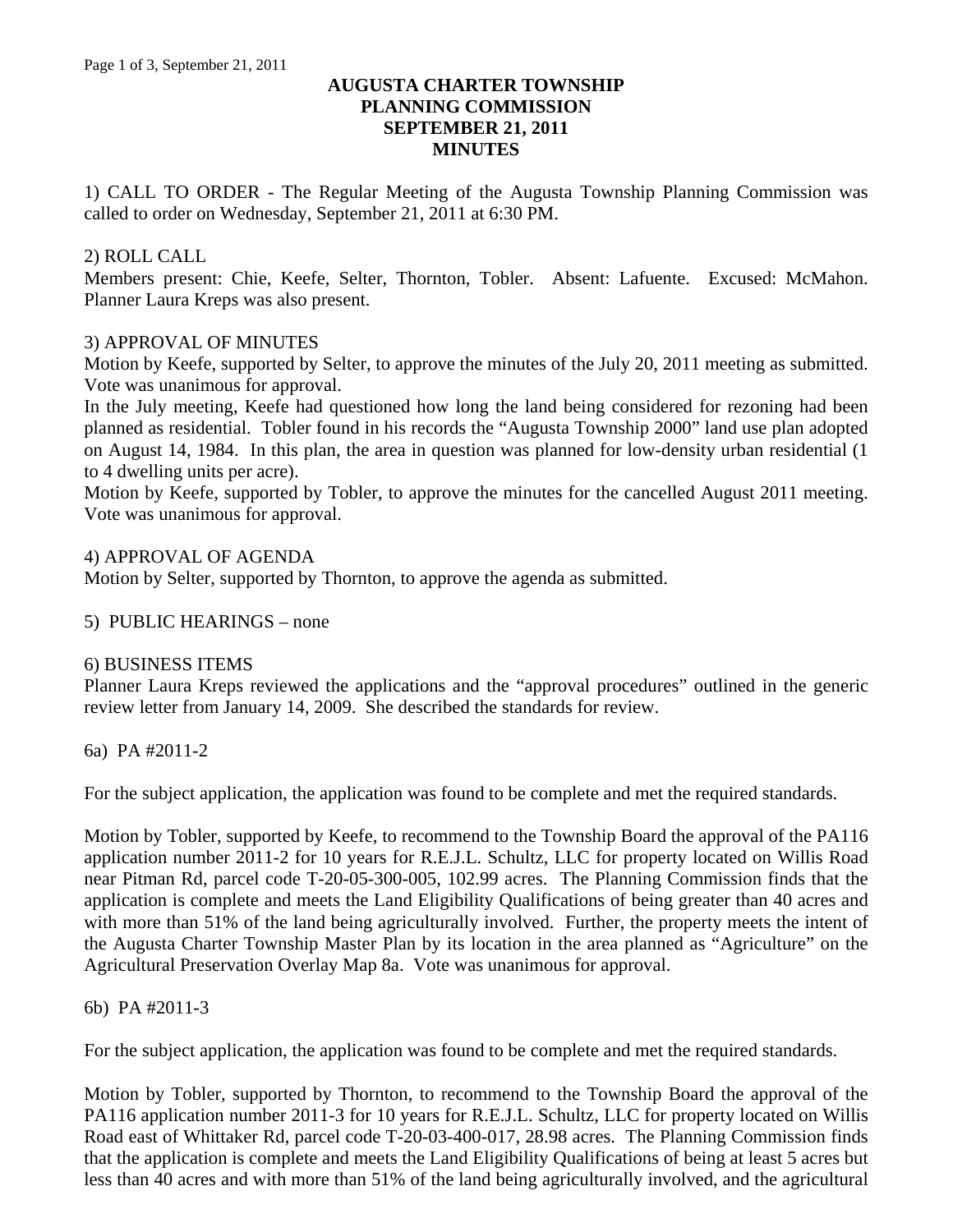# AUGUSTA CHARTER TOWNSHIP
# PLANNING COMMISSION
# SEPTEMBER 21, 2011
# MINUTES

1) CALL TO ORDER - The Regular Meeting of the Augusta Township Planning Commission was called to order on Wednesday, September 21, 2011 at 6:30 PM.

2) ROLL CALL
Members present: Chie, Keefe, Selter, Thornton, Tobler. Absent: Lafuente. Excused: McMahon. Planner Laura Kreps was also present.

3) APPROVAL OF MINUTES
Motion by Keefe, supported by Selter, to approve the minutes of the July 20, 2011 meeting as submitted. Vote was unanimous for approval.
In the July meeting, Keefe had questioned how long the land being considered for rezoning had been planned as residential. Tobler found in his records the "Augusta Township 2000" land use plan adopted on August 14, 1984. In this plan, the area in question was planned for low-density urban residential (1 to 4 dwelling units per acre).
Motion by Keefe, supported by Tobler, to approve the minutes for the cancelled August 2011 meeting. Vote was unanimous for approval.

4) APPROVAL OF AGENDA
Motion by Selter, supported by Thornton, to approve the agenda as submitted.

5) PUBLIC HEARINGS – none

6) BUSINESS ITEMS
Planner Laura Kreps reviewed the applications and the "approval procedures" outlined in the generic review letter from January 14, 2009. She described the standards for review.

6a) PA #2011-2

For the subject application, the application was found to be complete and met the required standards.

Motion by Tobler, supported by Keefe, to recommend to the Township Board the approval of the PA116 application number 2011-2 for 10 years for R.E.J.L. Schultz, LLC for property located on Willis Road near Pitman Rd, parcel code T-20-05-300-005, 102.99 acres. The Planning Commission finds that the application is complete and meets the Land Eligibility Qualifications of being greater than 40 acres and with more than 51% of the land being agriculturally involved. Further, the property meets the intent of the Augusta Charter Township Master Plan by its location in the area planned as "Agriculture" on the Agricultural Preservation Overlay Map 8a. Vote was unanimous for approval.

6b) PA #2011-3

For the subject application, the application was found to be complete and met the required standards.

Motion by Tobler, supported by Thornton, to recommend to the Township Board the approval of the PA116 application number 2011-3 for 10 years for R.E.J.L. Schultz, LLC for property located on Willis Road east of Whittaker Rd, parcel code T-20-03-400-017, 28.98 acres. The Planning Commission finds that the application is complete and meets the Land Eligibility Qualifications of being at least 5 acres but less than 40 acres and with more than 51% of the land being agriculturally involved, and the agricultural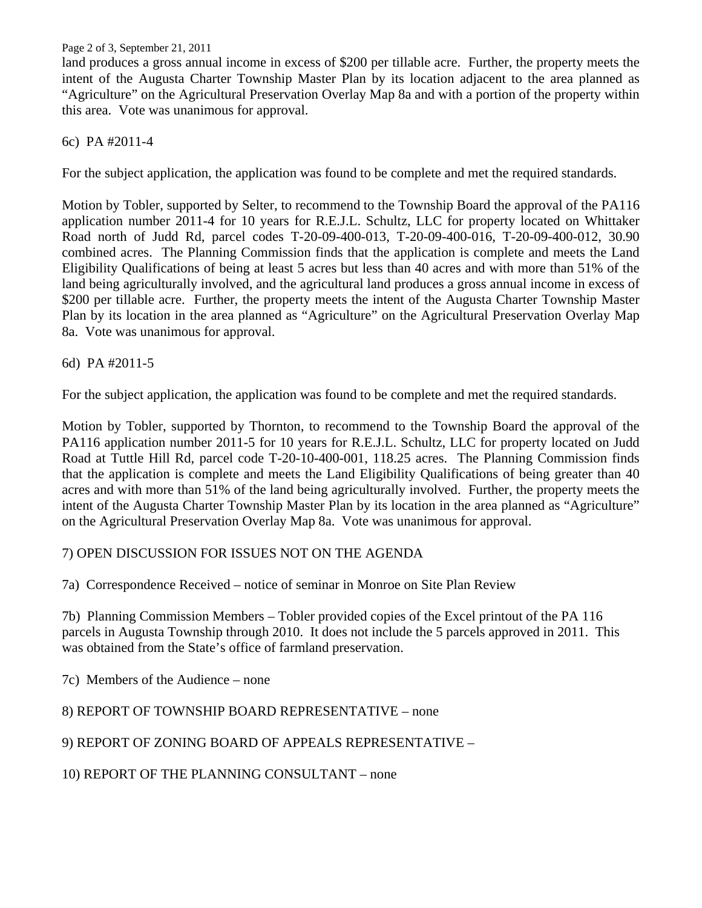land produces a gross annual income in excess of $200 per tillable acre. Further, the property meets the intent of the Augusta Charter Township Master Plan by its location adjacent to the area planned as "Agriculture" on the Agricultural Preservation Overlay Map 8a and with a portion of the property within this area. Vote was unanimous for approval.

6c) PA #2011-4

For the subject application, the application was found to be complete and met the required standards.

Motion by Tobler, supported by Selter, to recommend to the Township Board the approval of the PA116 application number 2011-4 for 10 years for R.E.J.L. Schultz, LLC for property located on Whittaker Road north of Judd Rd, parcel codes T-20-09-400-013, T-20-09-400-016, T-20-09-400-012, 30.90 combined acres. The Planning Commission finds that the application is complete and meets the Land Eligibility Qualifications of being at least 5 acres but less than 40 acres and with more than 51% of the land being agriculturally involved, and the agricultural land produces a gross annual income in excess of $200 per tillable acre. Further, the property meets the intent of the Augusta Charter Township Master Plan by its location in the area planned as "Agriculture" on the Agricultural Preservation Overlay Map 8a. Vote was unanimous for approval.

6d) PA #2011-5

For the subject application, the application was found to be complete and met the required standards.

Motion by Tobler, supported by Thornton, to recommend to the Township Board the approval of the PA116 application number 2011-5 for 10 years for R.E.J.L. Schultz, LLC for property located on Judd Road at Tuttle Hill Rd, parcel code T-20-10-400-001, 118.25 acres. The Planning Commission finds that the application is complete and meets the Land Eligibility Qualifications of being greater than 40 acres and with more than 51% of the land being agriculturally involved. Further, the property meets the intent of the Augusta Charter Township Master Plan by its location in the area planned as "Agriculture" on the Agricultural Preservation Overlay Map 8a. Vote was unanimous for approval.

7) OPEN DISCUSSION FOR ISSUES NOT ON THE AGENDA

7a) Correspondence Received – notice of seminar in Monroe on Site Plan Review

7b) Planning Commission Members – Tobler provided copies of the Excel printout of the PA 116 parcels in Augusta Township through 2010. It does not include the 5 parcels approved in 2011. This was obtained from the State's office of farmland preservation.

7c) Members of the Audience – none

8) REPORT OF TOWNSHIP BOARD REPRESENTATIVE – none

9) REPORT OF ZONING BOARD OF APPEALS REPRESENTATIVE –

10) REPORT OF THE PLANNING CONSULTANT – none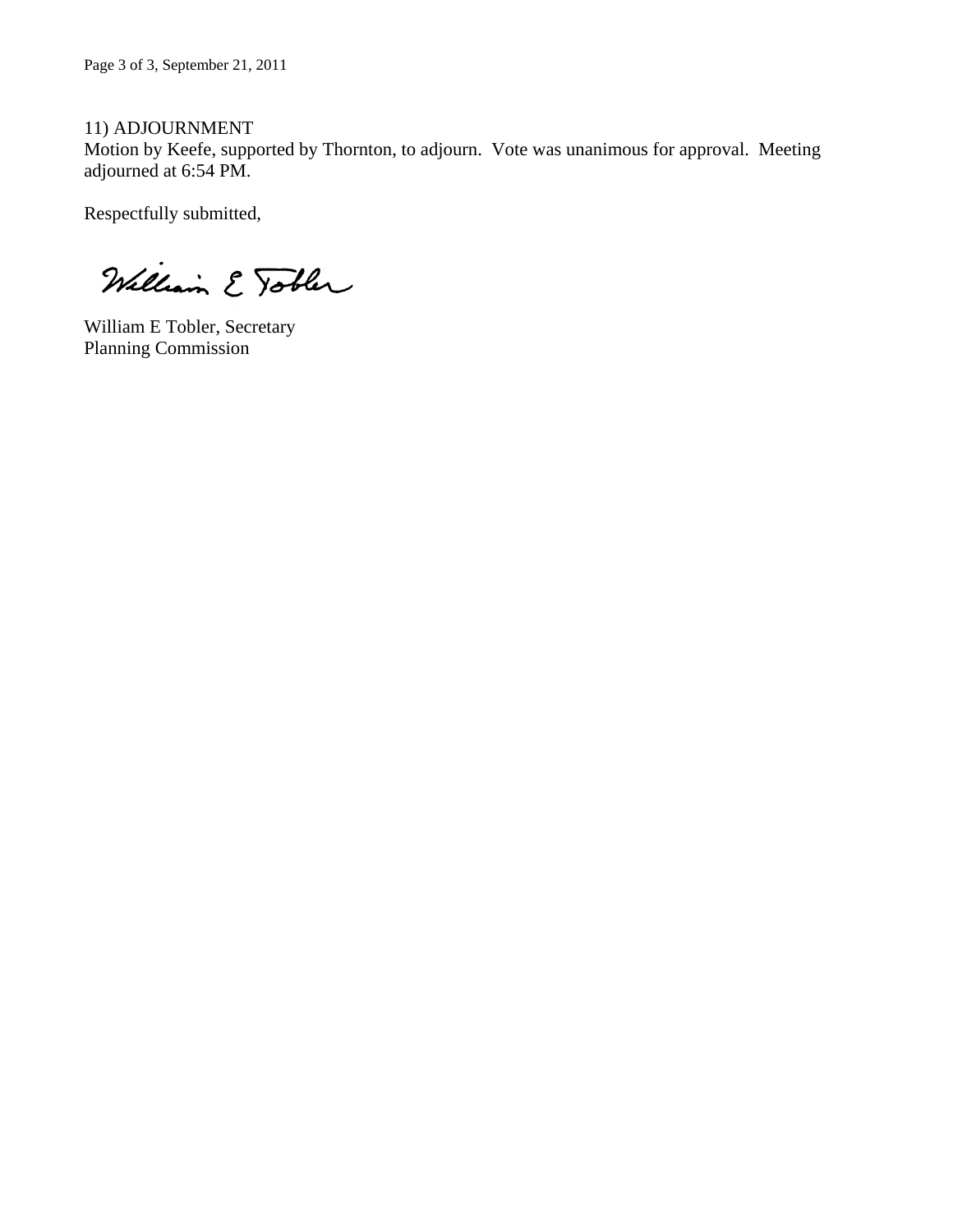11) ADJOURNMENT
Motion by Keefe, supported by Thornton, to adjourn. Vote was unanimous for approval. Meeting adjourned at 6:54 PM.

Respectfully submitted,

William E Tobler

William E Tobler, Secretary
Planning Commission